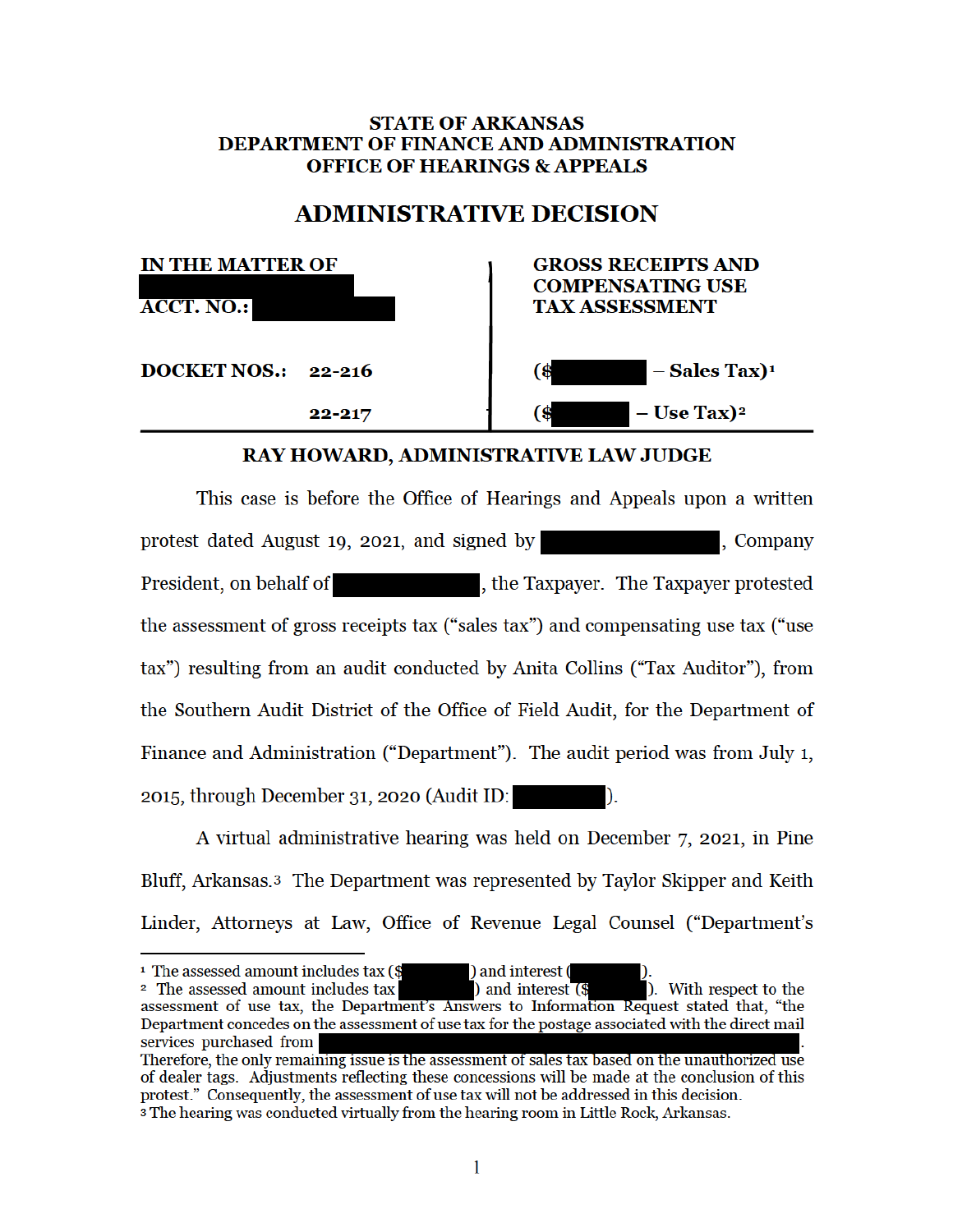**STATE OF ARKANSAS**
**DEPARTMENT OF FINANCE AND ADMINISTRATION**
**OFFICE OF HEARINGS & APPEALS**

# ADMINISTRATIVE DECISION

| **IN THE MATTER OF** | **GROSS RECEIPTS AND COMPENSATING USE TAX ASSESSMENT** |
|---|---|
| [REDACTED] | |
| **ACCT. NO.:** [REDACTED] | |
| **DOCKET NOS.: 22-216** | **($[REDACTED] – Sales Tax)**[1] |
| **22-217** | **($[REDACTED] – Use Tax)**[2] |

**RAY HOWARD, ADMINISTRATIVE LAW JUDGE**

This case is before the Office of Hearings and Appeals upon a written protest dated August 19, 2021, and signed by [REDACTED], Company President, on behalf of [REDACTED], the Taxpayer. The Taxpayer protested the assessment of gross receipts tax ("sales tax") and compensating use tax ("use tax") resulting from an audit conducted by Anita Collins ("Tax Auditor"), from the Southern Audit District of the Office of Field Audit, for the Department of Finance and Administration ("Department"). The audit period was from July 1, 2015, through December 31, 2020 (Audit ID: [REDACTED]).

A virtual administrative hearing was held on December 7, 2021, in Pine Bluff, Arkansas.[3] The Department was represented by Taylor Skipper and Keith Linder, Attorneys at Law, Office of Revenue Legal Counsel ("Department's

---

[1] The assessed amount includes tax ($[REDACTED]) and interest ([REDACTED]).

[2] The assessed amount includes tax [REDACTED]) and interest ($[REDACTED]). With respect to the assessment of use tax, the Department's Answers to Information Request stated that, "the Department concedes on the assessment of use tax for the postage associated with the direct mail services purchased from [REDACTED]. Therefore, the only remaining issue is the assessment of sales tax based on the unauthorized use of dealer tags. Adjustments reflecting these concessions will be made at the conclusion of this protest." Consequently, the assessment of use tax will not be addressed in this decision.

[3] The hearing was conducted virtually from the hearing room in Little Rock, Arkansas.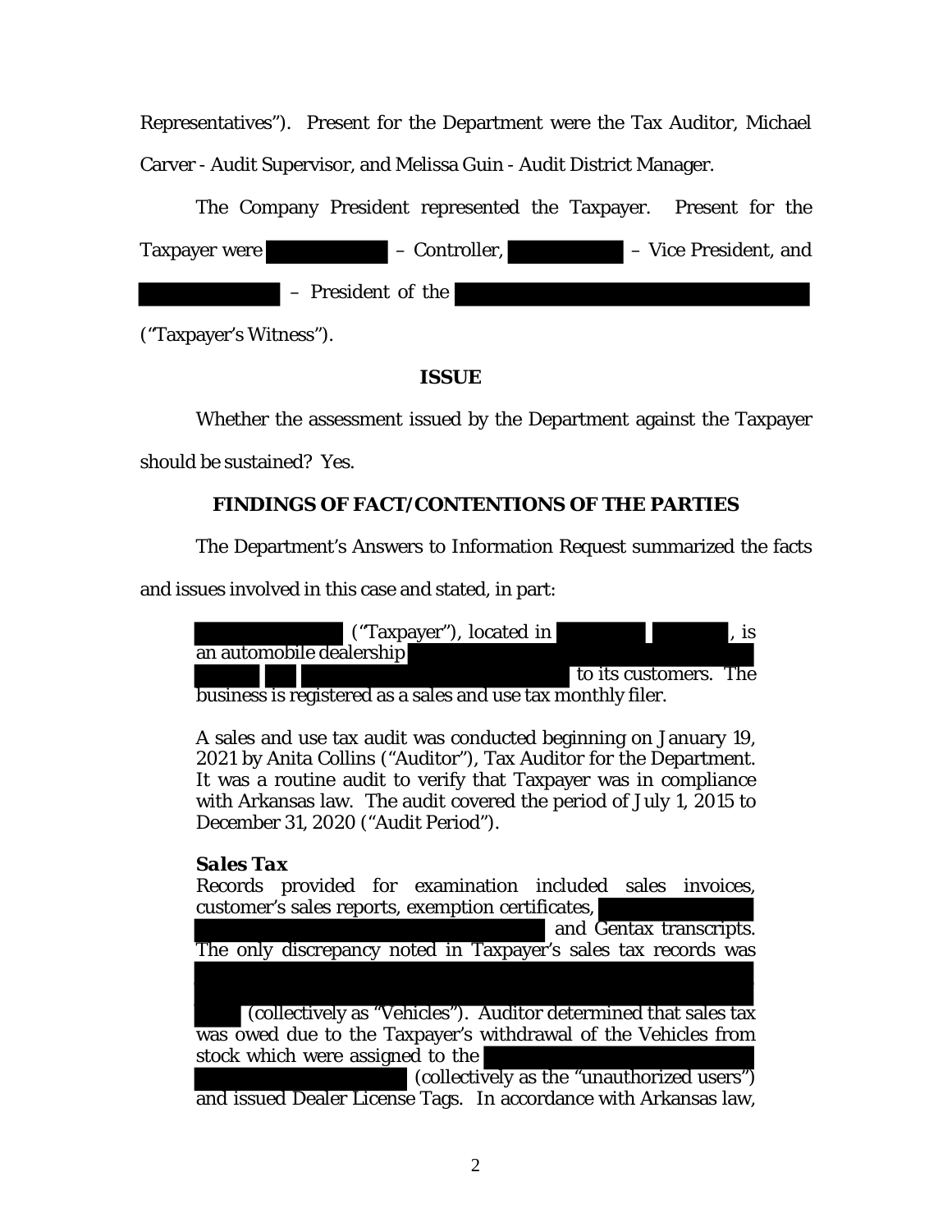Representatives"). Present for the Department were the Tax Auditor, Michael Carver - Audit Supervisor, and Melissa Guin - Audit District Manager.

The Company President represented the Taxpayer. Present for the Taxpayer were [REDACTED] – Controller, [REDACTED] – Vice President, and [REDACTED] – President of the [REDACTED] ("Taxpayer's Witness").

**ISSUE**

Whether the assessment issued by the Department against the Taxpayer should be sustained? Yes.

**FINDINGS OF FACT/CONTENTIONS OF THE PARTIES**

The Department's Answers to Information Request summarized the facts and issues involved in this case and stated, in part:

> [REDACTED] ("Taxpayer"), located in [REDACTED] [REDACTED], is an automobile dealership [REDACTED] [REDACTED] [REDACTED] [REDACTED] to its customers. The business is registered as a sales and use tax monthly filer.
>
> A sales and use tax audit was conducted beginning on January 19, 2021 by Anita Collins ("Auditor"), Tax Auditor for the Department. It was a routine audit to verify that Taxpayer was in compliance with Arkansas law. The audit covered the period of July 1, 2015 to December 31, 2020 ("Audit Period").
>
> ***Sales Tax***
>
> Records provided for examination included sales invoices, customer's sales reports, exemption certificates, [REDACTED] and Gentax transcripts. The only discrepancy noted in Taxpayer's sales tax records was [REDACTED] (collectively as "Vehicles"). Auditor determined that sales tax was owed due to the Taxpayer's withdrawal of the Vehicles from stock which were assigned to the [REDACTED] (collectively as the "unauthorized users") and issued Dealer License Tags. In accordance with Arkansas law,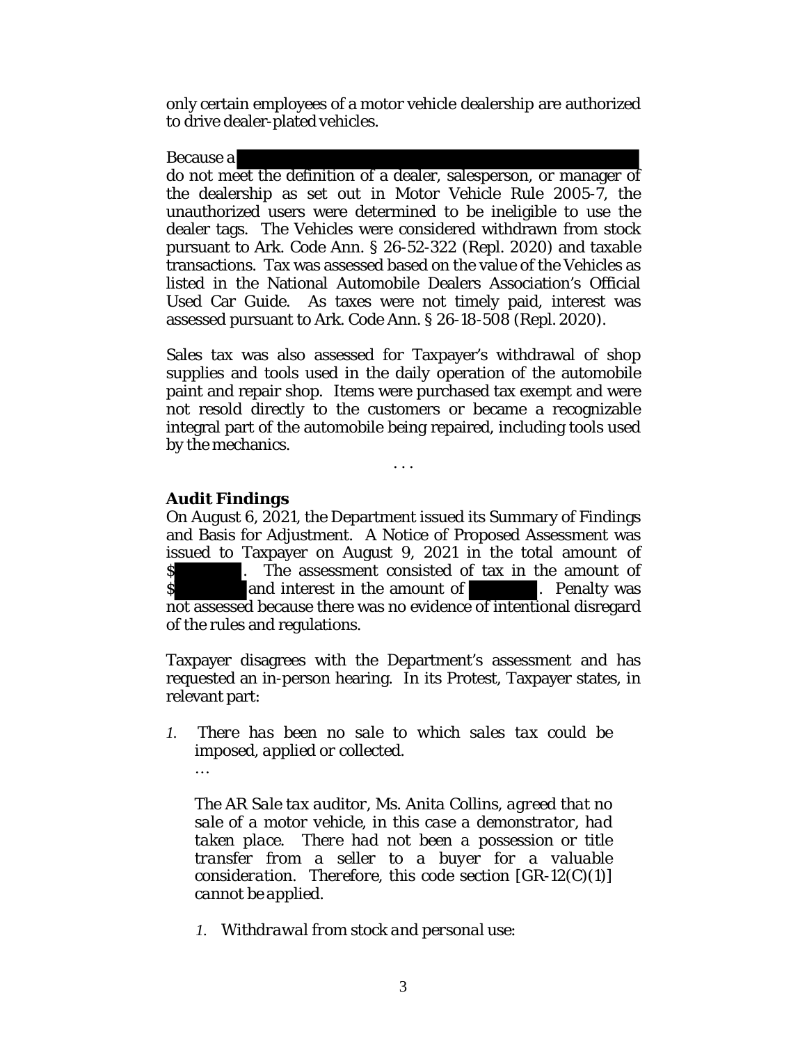only certain employees of a motor vehicle dealership are authorized to drive dealer-plated vehicles.

Because a [REDACTED] do not meet the definition of a dealer, salesperson, or manager of the dealership as set out in Motor Vehicle Rule 2005-7, the unauthorized users were determined to be ineligible to use the dealer tags. The Vehicles were considered withdrawn from stock pursuant to Ark. Code Ann. § 26-52-322 (Repl. 2020) and taxable transactions. Tax was assessed based on the value of the Vehicles as listed in the National Automobile Dealers Association's Official Used Car Guide. As taxes were not timely paid, interest was assessed pursuant to Ark. Code Ann. § 26-18-508 (Repl. 2020).

Sales tax was also assessed for Taxpayer's withdrawal of shop supplies and tools used in the daily operation of the automobile paint and repair shop. Items were purchased tax exempt and were not resold directly to the customers or became a recognizable integral part of the automobile being repaired, including tools used by the mechanics.

. . .

**Audit Findings**

On August 6, 2021, the Department issued its Summary of Findings and Basis for Adjustment. A Notice of Proposed Assessment was issued to Taxpayer on August 9, 2021 in the total amount of $[REDACTED]. The assessment consisted of tax in the amount of $[REDACTED] and interest in the amount of [REDACTED]. Penalty was not assessed because there was no evidence of intentional disregard of the rules and regulations.

Taxpayer disagrees with the Department's assessment and has requested an in-person hearing. In its Protest, Taxpayer states, in relevant part:

> 1. *There has been no sale to which sales tax could be imposed, applied or collected.*
>
> …
>
> *The AR Sale tax auditor, Ms. Anita Collins, agreed that no sale of a motor vehicle, in this case a demonstrator, had taken place. There had not been a possession or title transfer from a seller to a buyer for a valuable consideration. Therefore, this code section [GR-12(C)(1)] cannot be applied.*
>
> 1. *Withdrawal from stock and personal use:*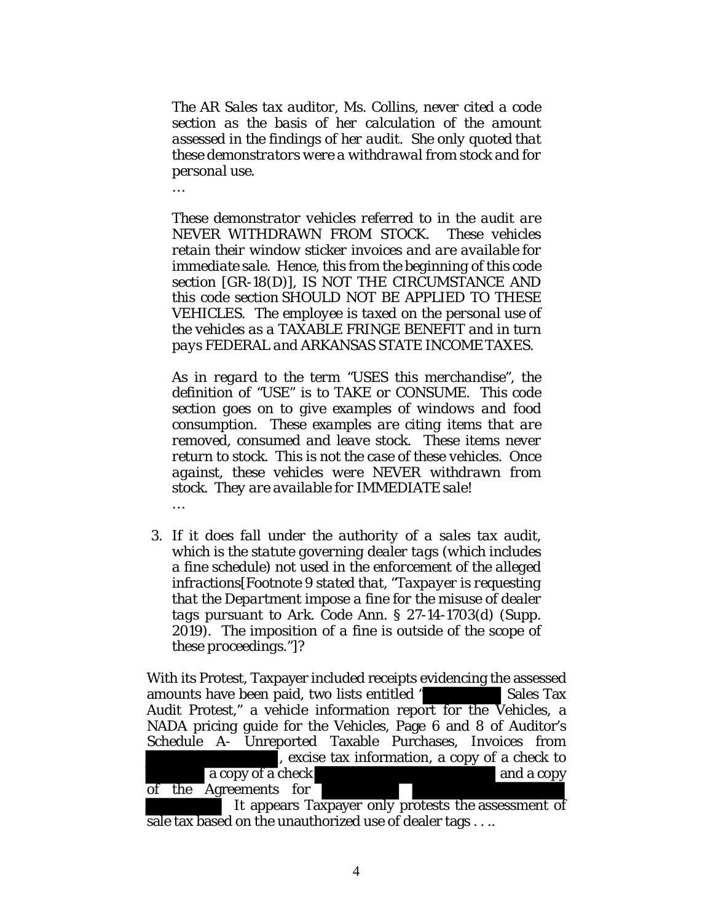*The AR Sales tax auditor, Ms. Collins, never cited a code section as the basis of her calculation of the amount assessed in the findings of her audit. She only quoted that these demonstrators were a withdrawal from stock and for personal use.*

…

*These demonstrator vehicles referred to in the audit are NEVER WITHDRAWN FROM STOCK. These vehicles retain their window sticker invoices and are available for immediate sale. Hence, this from the beginning of this code section [GR-18(D)], IS NOT THE CIRCUMSTANCE AND this code section SHOULD NOT BE APPLIED TO THESE VEHICLES. The employee is taxed on the personal use of the vehicles as a TAXABLE FRINGE BENEFIT and in turn pays FEDERAL and ARKANSAS STATE INCOME TAXES.*

*As in regard to the term "USES this merchandise", the definition of "USE" is to TAKE or CONSUME. This code section goes on to give examples of windows and food consumption. These examples are citing items that are removed, consumed and leave stock. These items never return to stock. This is not the case of these vehicles. Once against, these vehicles were NEVER withdrawn from stock. They are available for IMMEDIATE sale!*

…

3. *If it does fall under the authority of a sales tax audit, which is the statute governing dealer tags (which includes a fine schedule) not used in the enforcement of the alleged infractions[Footnote 9 stated that, "Taxpayer is requesting that the Department impose a fine for the misuse of dealer tags pursuant to Ark. Code Ann. § 27-14-1703(d) (Supp. 2019). The imposition of a fine is outside of the scope of these proceedings."]?*

With its Protest, Taxpayer included receipts evidencing the assessed amounts have been paid, two lists entitled "████████ Sales Tax Audit Protest," a vehicle information report for the Vehicles, a NADA pricing guide for the Vehicles, Page 6 and 8 of Auditor's Schedule A- Unreported Taxable Purchases, Invoices from ████████████, excise tax information, a copy of a check to ████████ a copy of a check ████████████████ and a copy of the Agreements for ████████ █ ████████████ ████████ It appears Taxpayer only protests the assessment of sale tax based on the unauthorized use of dealer tags . . ..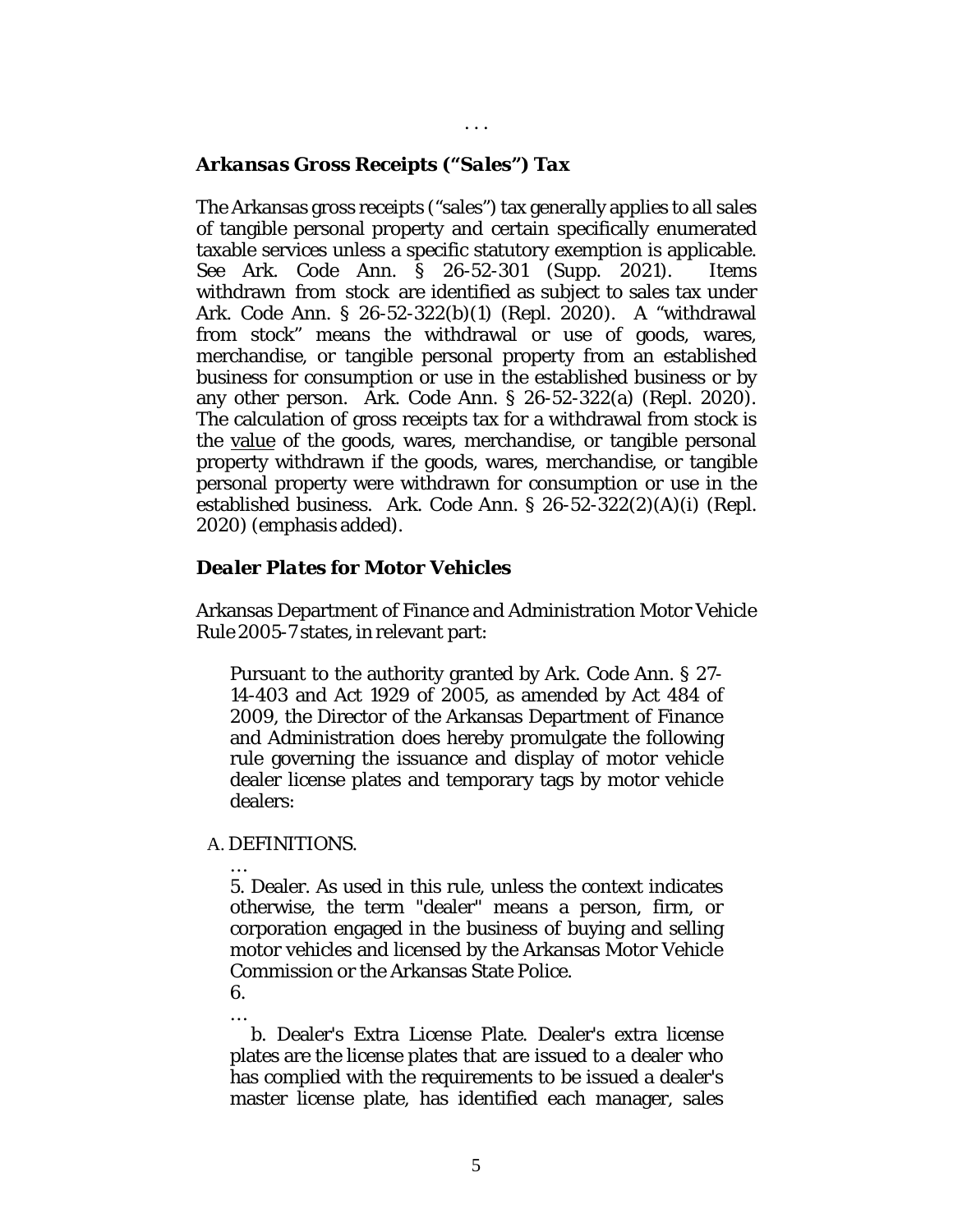. . .

### *Arkansas Gross Receipts ("Sales") Tax*

The Arkansas gross receipts ("sales") tax generally applies to all sales of tangible personal property and certain specifically enumerated taxable services unless a specific statutory exemption is applicable. See Ark. Code Ann. § 26-52-301 (Supp. 2021). Items withdrawn from stock are identified as subject to sales tax under Ark. Code Ann. § 26-52-322(b)(1) (Repl. 2020). A "withdrawal from stock" means the withdrawal or use of goods, wares, merchandise, or tangible personal property from an established business for consumption or use in the established business or by any other person. Ark. Code Ann. § 26-52-322(a) (Repl. 2020). The calculation of gross receipts tax for a withdrawal from stock is the <u>value</u> of the goods, wares, merchandise, or tangible personal property withdrawn if the goods, wares, merchandise, or tangible personal property were withdrawn for consumption or use in the established business. Ark. Code Ann. § 26-52-322(2)(A)(i) (Repl. 2020) (emphasis added).

### *Dealer Plates for Motor Vehicles*

Arkansas Department of Finance and Administration Motor Vehicle Rule 2005-7 states, in relevant part:

> Pursuant to the authority granted by Ark. Code Ann. § 27-14-403 and Act 1929 of 2005, as amended by Act 484 of 2009, the Director of the Arkansas Department of Finance and Administration does hereby promulgate the following rule governing the issuance and display of motor vehicle dealer license plates and temporary tags by motor vehicle dealers:
>
> A. DEFINITIONS.
>
> …
>
> 5. Dealer. As used in this rule, unless the context indicates otherwise, the term "dealer" means a person, firm, or corporation engaged in the business of buying and selling motor vehicles and licensed by the Arkansas Motor Vehicle Commission or the Arkansas State Police.
>
> 6.
>
> …
>
> b. Dealer's Extra License Plate. Dealer's extra license plates are the license plates that are issued to a dealer who has complied with the requirements to be issued a dealer's master license plate, has identified each manager, sales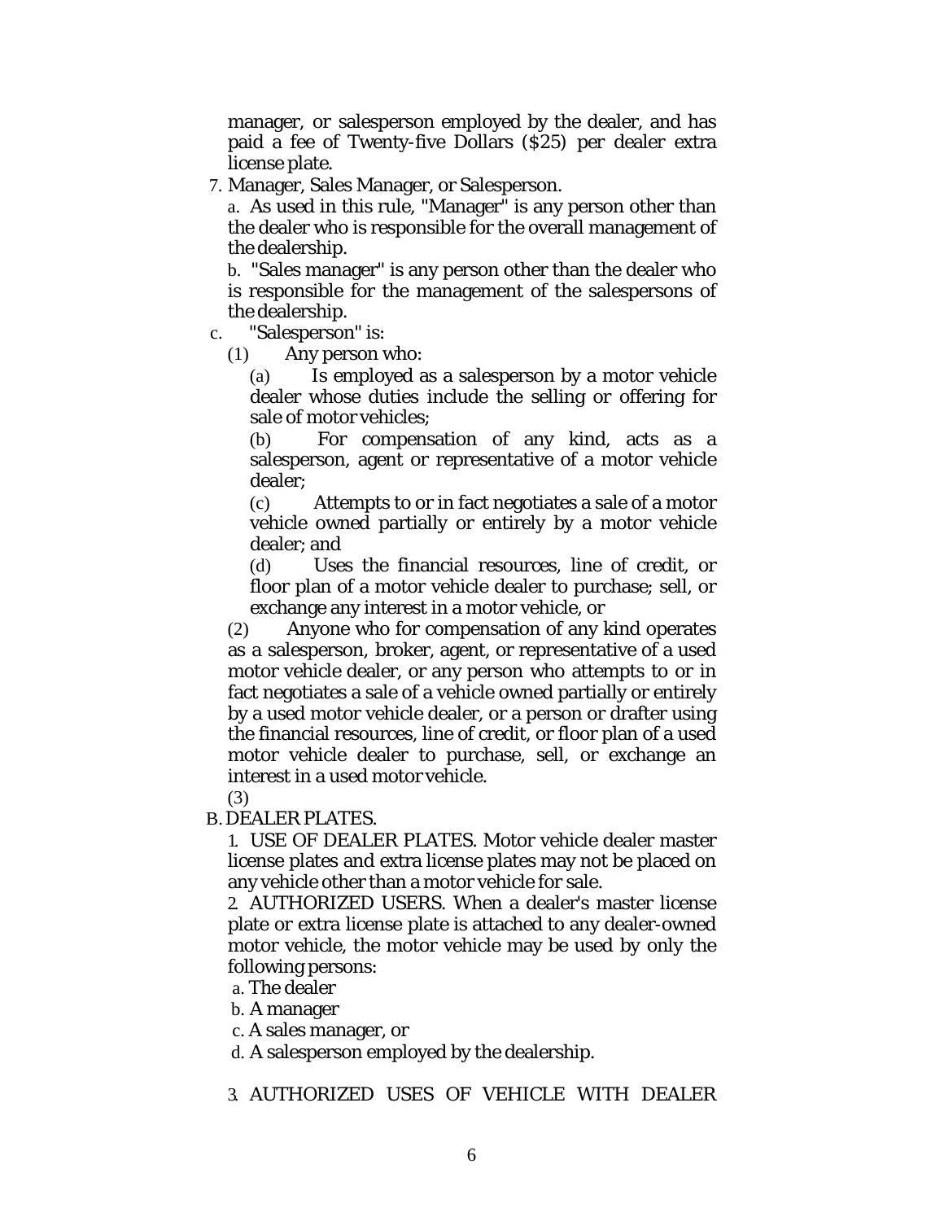manager, or salesperson employed by the dealer, and has paid a fee of Twenty-five Dollars ($25) per dealer extra license plate.

7. Manager, Sales Manager, or Salesperson.

   a. As used in this rule, "Manager" is any person other than the dealer who is responsible for the overall management of the dealership.

   b. "Sales manager" is any person other than the dealer who is responsible for the management of the salespersons of the dealership.

   c. "Salesperson" is:

      (1) Any person who:

         (a) Is employed as a salesperson by a motor vehicle dealer whose duties include the selling or offering for sale of motor vehicles;

         (b) For compensation of any kind, acts as a salesperson, agent or representative of a motor vehicle dealer;

         (c) Attempts to or in fact negotiates a sale of a motor vehicle owned partially or entirely by a motor vehicle dealer; and

         (d) Uses the financial resources, line of credit, or floor plan of a motor vehicle dealer to purchase; sell, or exchange any interest in a motor vehicle, or

      (2) Anyone who for compensation of any kind operates as a salesperson, broker, agent, or representative of a used motor vehicle dealer, or any person who attempts to or in fact negotiates a sale of a vehicle owned partially or entirely by a used motor vehicle dealer, or a person or drafter using the financial resources, line of credit, or floor plan of a used motor vehicle dealer to purchase, sell, or exchange an interest in a used motor vehicle.

      (3)

B. DEALER PLATES.

   1. USE OF DEALER PLATES. Motor vehicle dealer master license plates and extra license plates may not be placed on any vehicle other than a motor vehicle for sale.

   2. AUTHORIZED USERS. When a dealer's master license plate or extra license plate is attached to any dealer-owned motor vehicle, the motor vehicle may be used by only the following persons:

      a. The dealer

      b. A manager

      c. A sales manager, or

      d. A salesperson employed by the dealership.

   3. AUTHORIZED USES OF VEHICLE WITH DEALER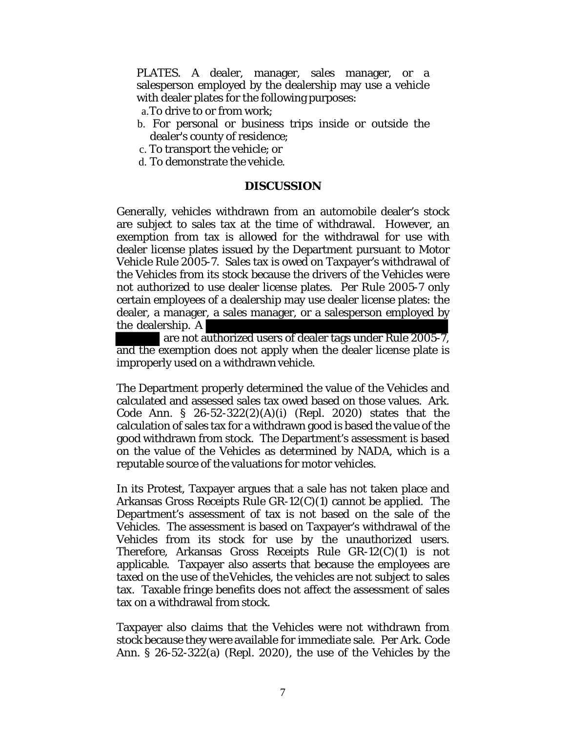PLATES. A dealer, manager, sales manager, or a salesperson employed by the dealership may use a vehicle with dealer plates for the following purposes:

a. To drive to or from work;
b. For personal or business trips inside or outside the dealer's county of residence;
c. To transport the vehicle; or
d. To demonstrate the vehicle.

## DISCUSSION

Generally, vehicles withdrawn from an automobile dealer's stock are subject to sales tax at the time of withdrawal. However, an exemption from tax is allowed for the withdrawal for use with dealer license plates issued by the Department pursuant to Motor Vehicle Rule 2005-7. Sales tax is owed on Taxpayer's withdrawal of the Vehicles from its stock because the drivers of the Vehicles were not authorized to use dealer license plates. Per Rule 2005-7 only certain employees of a dealership may use dealer license plates: the dealer, a manager, a sales manager, or a salesperson employed by the dealership. A [REDACTED] are not authorized users of dealer tags under Rule 2005-7, and the exemption does not apply when the dealer license plate is improperly used on a withdrawn vehicle.

The Department properly determined the value of the Vehicles and calculated and assessed sales tax owed based on those values. Ark. Code Ann. § 26-52-322(2)(A)(i) (Repl. 2020) states that the calculation of sales tax for a withdrawn good is based the value of the good withdrawn from stock. The Department's assessment is based on the value of the Vehicles as determined by NADA, which is a reputable source of the valuations for motor vehicles.

In its Protest, Taxpayer argues that a sale has not taken place and Arkansas Gross Receipts Rule GR-12(C)(1) cannot be applied. The Department's assessment of tax is not based on the sale of the Vehicles. The assessment is based on Taxpayer's withdrawal of the Vehicles from its stock for use by the unauthorized users. Therefore, Arkansas Gross Receipts Rule GR-12(C)(1) is not applicable. Taxpayer also asserts that because the employees are taxed on the use of the Vehicles, the vehicles are not subject to sales tax. Taxable fringe benefits does not affect the assessment of sales tax on a withdrawal from stock.

Taxpayer also claims that the Vehicles were not withdrawn from stock because they were available for immediate sale. Per Ark. Code Ann. § 26-52-322(a) (Repl. 2020), the use of the Vehicles by the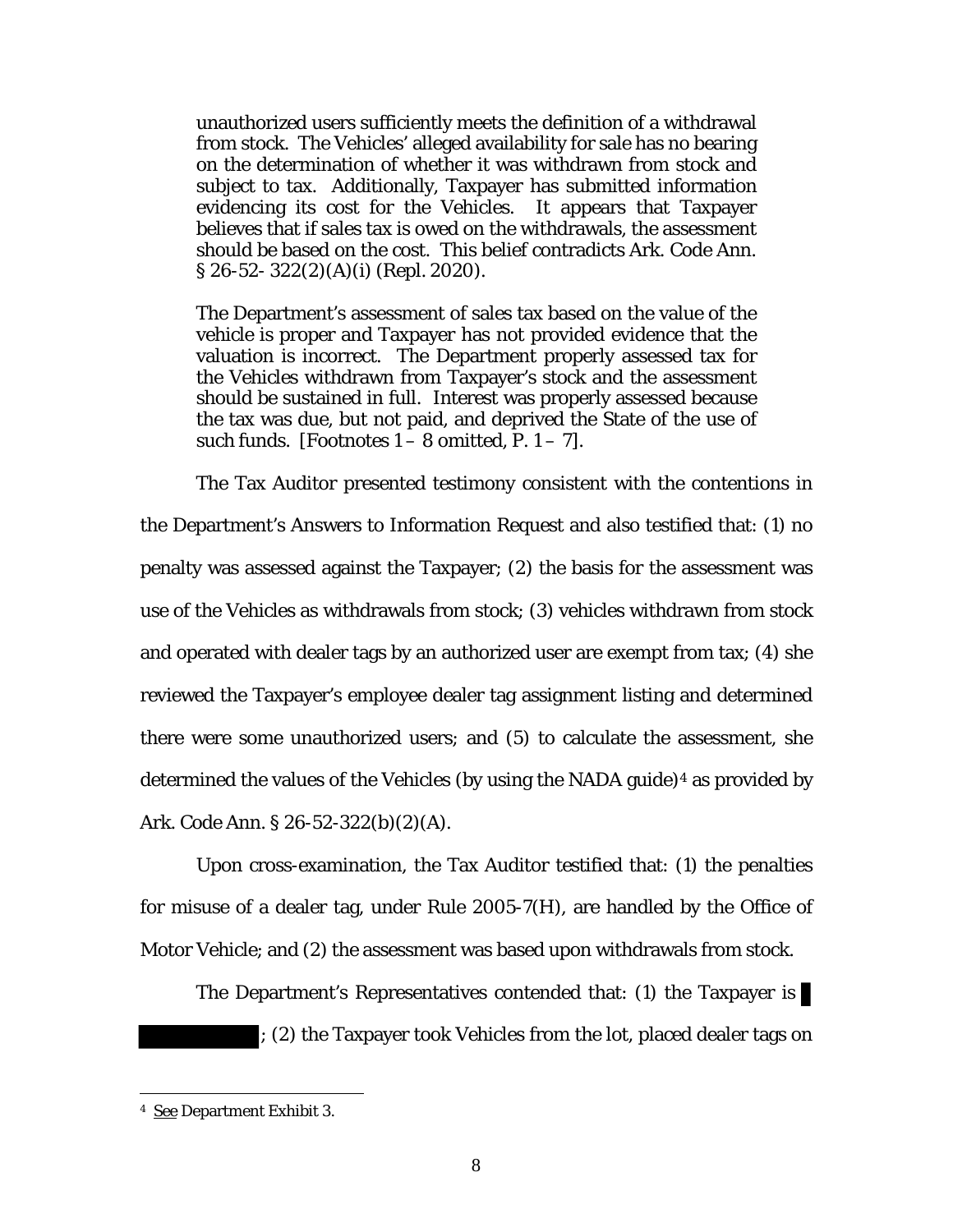> unauthorized users sufficiently meets the definition of a withdrawal from stock. The Vehicles' alleged availability for sale has no bearing on the determination of whether it was withdrawn from stock and subject to tax. Additionally, Taxpayer has submitted information evidencing its cost for the Vehicles. It appears that Taxpayer believes that if sales tax is owed on the withdrawals, the assessment should be based on the cost. This belief contradicts Ark. Code Ann. § 26-52- 322(2)(A)(i) (Repl. 2020).
>
> The Department's assessment of sales tax based on the value of the vehicle is proper and Taxpayer has not provided evidence that the valuation is incorrect. The Department properly assessed tax for the Vehicles withdrawn from Taxpayer's stock and the assessment should be sustained in full. Interest was properly assessed because the tax was due, but not paid, and deprived the State of the use of such funds. [Footnotes 1 – 8 omitted, P. 1 – 7].

The Tax Auditor presented testimony consistent with the contentions in the Department's Answers to Information Request and also testified that: (1) no penalty was assessed against the Taxpayer; (2) the basis for the assessment was use of the Vehicles as withdrawals from stock; (3) vehicles withdrawn from stock and operated with dealer tags by an authorized user are exempt from tax; (4) she reviewed the Taxpayer's employee dealer tag assignment listing and determined there were some unauthorized users; and (5) to calculate the assessment, she determined the values of the Vehicles (by using the NADA guide)[4] as provided by Ark. Code Ann. § 26-52-322(b)(2)(A).

Upon cross-examination, the Tax Auditor testified that: (1) the penalties for misuse of a dealer tag, under Rule 2005-7(H), are handled by the Office of Motor Vehicle; and (2) the assessment was based upon withdrawals from stock.

The Department's Representatives contended that: (1) the Taxpayer is [REDACTED]; (2) the Taxpayer took Vehicles from the lot, placed dealer tags on

---

[4] See Department Exhibit 3.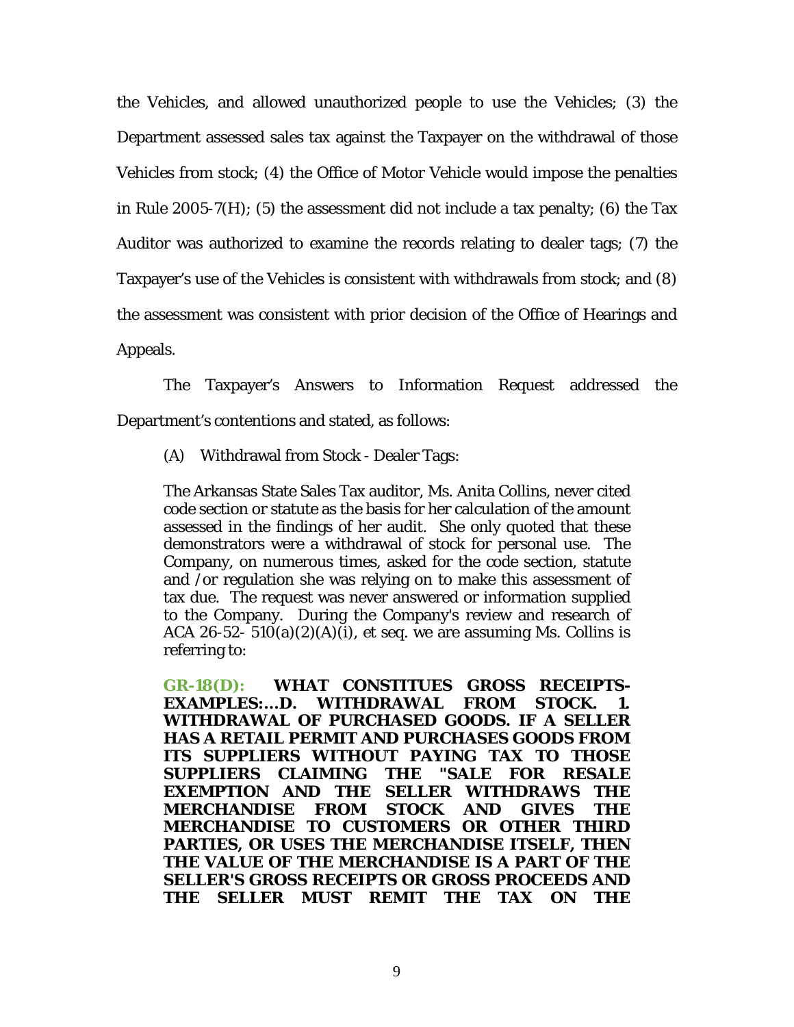the Vehicles, and allowed unauthorized people to use the Vehicles; (3) the Department assessed sales tax against the Taxpayer on the withdrawal of those Vehicles from stock; (4) the Office of Motor Vehicle would impose the penalties in Rule 2005-7(H); (5) the assessment did not include a tax penalty; (6) the Tax Auditor was authorized to examine the records relating to dealer tags; (7) the Taxpayer's use of the Vehicles is consistent with withdrawals from stock; and (8) the assessment was consistent with prior decision of the Office of Hearings and Appeals.

The Taxpayer's Answers to Information Request addressed the Department's contentions and stated, as follows:

> (A) Withdrawal from Stock - Dealer Tags:
>
> The Arkansas State Sales Tax auditor, Ms. Anita Collins, never cited code section or statute as the basis for her calculation of the amount assessed in the findings of her audit. She only quoted that these demonstrators were a withdrawal of stock for personal use. The Company, on numerous times, asked for the code section, statute and /or regulation she was relying on to make this assessment of tax due. The request was never answered or information supplied to the Company. During the Company's review and research of ACA 26-52- 510(a)(2)(A)(i), et seq. we are assuming Ms. Collins is referring to:
>
> **GR-18(D): WHAT CONSTITUES GROSS RECEIPTS-EXAMPLES:...D. WITHDRAWAL FROM STOCK. 1. WITHDRAWAL OF PURCHASED GOODS. IF A SELLER HAS A RETAIL PERMIT AND PURCHASES GOODS FROM ITS SUPPLIERS WITHOUT PAYING TAX TO THOSE SUPPLIERS CLAIMING THE "SALE FOR RESALE EXEMPTION AND THE SELLER WITHDRAWS THE MERCHANDISE FROM STOCK AND GIVES THE MERCHANDISE TO CUSTOMERS OR OTHER THIRD PARTIES, OR USES THE MERCHANDISE ITSELF, THEN THE VALUE OF THE MERCHANDISE IS A PART OF THE SELLER'S GROSS RECEIPTS OR GROSS PROCEEDS AND THE SELLER MUST REMIT THE TAX ON THE**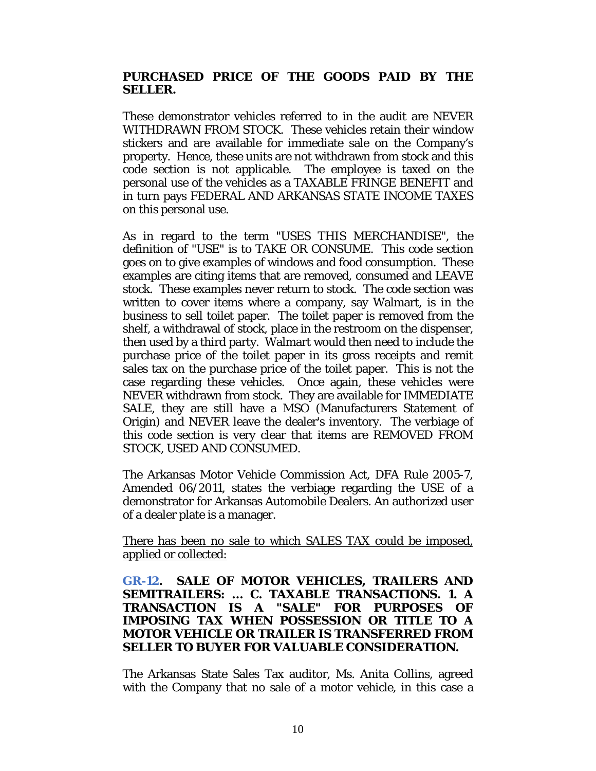**PURCHASED PRICE OF THE GOODS PAID BY THE SELLER.**

These demonstrator vehicles referred to in the audit are NEVER WITHDRAWN FROM STOCK. These vehicles retain their window stickers and are available for immediate sale on the Company's property. Hence, these units are not withdrawn from stock and this code section is not applicable. The employee is taxed on the personal use of the vehicles as a TAXABLE FRINGE BENEFIT and in turn pays FEDERAL AND ARKANSAS STATE INCOME TAXES on this personal use.

As in regard to the term "USES THIS MERCHANDISE", the definition of "USE" is to TAKE OR CONSUME. This code section goes on to give examples of windows and food consumption. These examples are citing items that are removed, consumed and LEAVE stock. These examples never return to stock. The code section was written to cover items where a company, say Walmart, is in the business to sell toilet paper. The toilet paper is removed from the shelf, a withdrawal of stock, place in the restroom on the dispenser, then used by a third party. Walmart would then need to include the purchase price of the toilet paper in its gross receipts and remit sales tax on the purchase price of the toilet paper. This is not the case regarding these vehicles. Once again, these vehicles were NEVER withdrawn from stock. They are available for IMMEDIATE SALE, they are still have a MSO (Manufacturers Statement of Origin) and NEVER leave the dealer's inventory. The verbiage of this code section is very clear that items are REMOVED FROM STOCK, USED AND CONSUMED.

The Arkansas Motor Vehicle Commission Act, DFA Rule 2005-7, Amended 06/2011, states the verbiage regarding the USE of a demonstrator for Arkansas Automobile Dealers. An authorized user of a dealer plate is a manager.

<u>There has been no sale to which SALES TAX could be imposed, applied or collected:</u>

**GR-12. SALE OF MOTOR VEHICLES, TRAILERS AND SEMITRAILERS: … C. TAXABLE TRANSACTIONS. 1. A TRANSACTION IS A "SALE" FOR PURPOSES OF IMPOSING TAX WHEN POSSESSION OR TITLE TO A MOTOR VEHICLE OR TRAILER IS TRANSFERRED FROM SELLER TO BUYER FOR VALUABLE CONSIDERATION.**

The Arkansas State Sales Tax auditor, Ms. Anita Collins, agreed with the Company that no sale of a motor vehicle, in this case a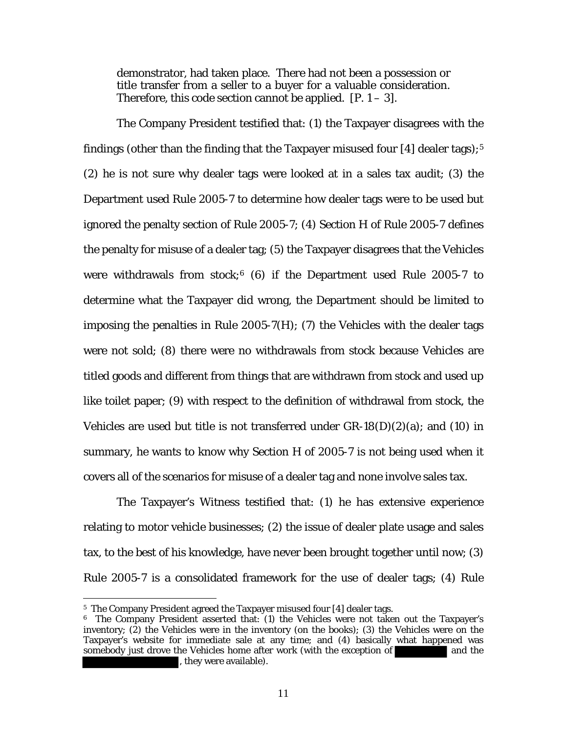> demonstrator, had taken place. There had not been a possession or title transfer from a seller to a buyer for a valuable consideration. Therefore, this code section cannot be applied. [P. 1 – 3].

The Company President testified that: (1) the Taxpayer disagrees with the findings (other than the finding that the Taxpayer misused four [4] dealer tags);[5] (2) he is not sure why dealer tags were looked at in a sales tax audit; (3) the Department used Rule 2005-7 to determine how dealer tags were to be used but ignored the penalty section of Rule 2005-7; (4) Section H of Rule 2005-7 defines the penalty for misuse of a dealer tag; (5) the Taxpayer disagrees that the Vehicles were withdrawals from stock;[6] (6) if the Department used Rule 2005-7 to determine what the Taxpayer did wrong, the Department should be limited to imposing the penalties in Rule 2005-7(H); (7) the Vehicles with the dealer tags were not sold; (8) there were no withdrawals from stock because Vehicles are titled goods and different from things that are withdrawn from stock and used up like toilet paper; (9) with respect to the definition of withdrawal from stock, the Vehicles are used but title is not transferred under GR-18(D)(2)(a); and (10) in summary, he wants to know why Section H of 2005-7 is not being used when it covers all of the scenarios for misuse of a dealer tag and none involve sales tax.

The Taxpayer's Witness testified that: (1) he has extensive experience relating to motor vehicle businesses; (2) the issue of dealer plate usage and sales tax, to the best of his knowledge, have never been brought together until now; (3) Rule 2005-7 is a consolidated framework for the use of dealer tags; (4) Rule

---

[5] The Company President agreed the Taxpayer misused four [4] dealer tags.

[6] The Company President asserted that: (1) the Vehicles were not taken out the Taxpayer's inventory; (2) the Vehicles were in the inventory (on the books); (3) the Vehicles were on the Taxpayer's website for immediate sale at any time; and (4) basically what happened was somebody just drove the Vehicles home after work (with the exception of [REDACTED] and the [REDACTED], they were available).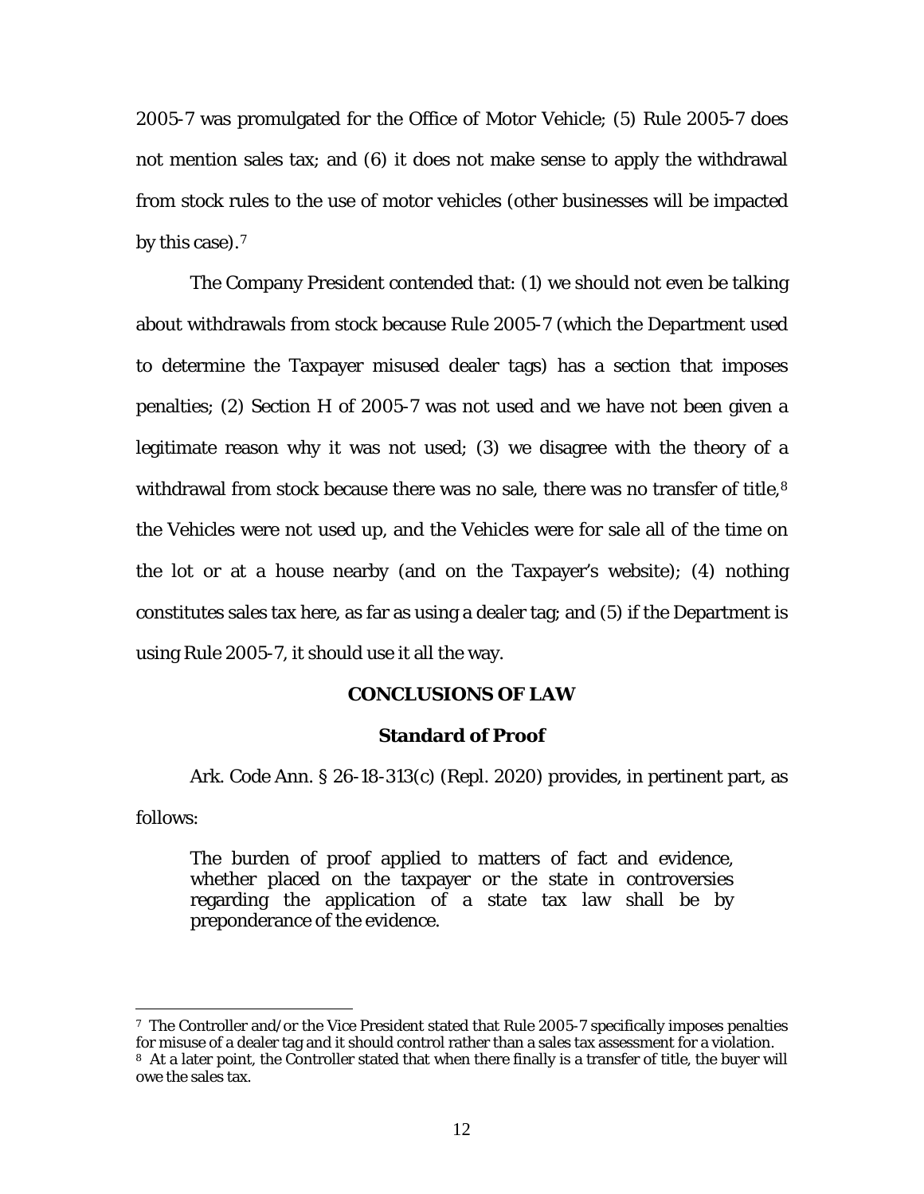2005-7 was promulgated for the Office of Motor Vehicle; (5) Rule 2005-7 does not mention sales tax; and (6) it does not make sense to apply the withdrawal from stock rules to the use of motor vehicles (other businesses will be impacted by this case).[7]

The Company President contended that: (1) we should not even be talking about withdrawals from stock because Rule 2005-7 (which the Department used to determine the Taxpayer misused dealer tags) has a section that imposes penalties; (2) Section H of 2005-7 was not used and we have not been given a legitimate reason why it was not used; (3) we disagree with the theory of a withdrawal from stock because there was no sale, there was no transfer of title,[8] the Vehicles were not used up, and the Vehicles were for sale all of the time on the lot or at a house nearby (and on the Taxpayer's website); (4) nothing constitutes sales tax here, as far as using a dealer tag; and (5) if the Department is using Rule 2005-7, it should use it all the way.

## CONCLUSIONS OF LAW

### Standard of Proof

Ark. Code Ann. § 26-18-313(c) (Repl. 2020) provides, in pertinent part, as follows:

> The burden of proof applied to matters of fact and evidence, whether placed on the taxpayer or the state in controversies regarding the application of a state tax law shall be by preponderance of the evidence.

---

[7] The Controller and/or the Vice President stated that Rule 2005-7 specifically imposes penalties for misuse of a dealer tag and it should control rather than a sales tax assessment for a violation.

[8] At a later point, the Controller stated that when there finally is a transfer of title, the buyer will owe the sales tax.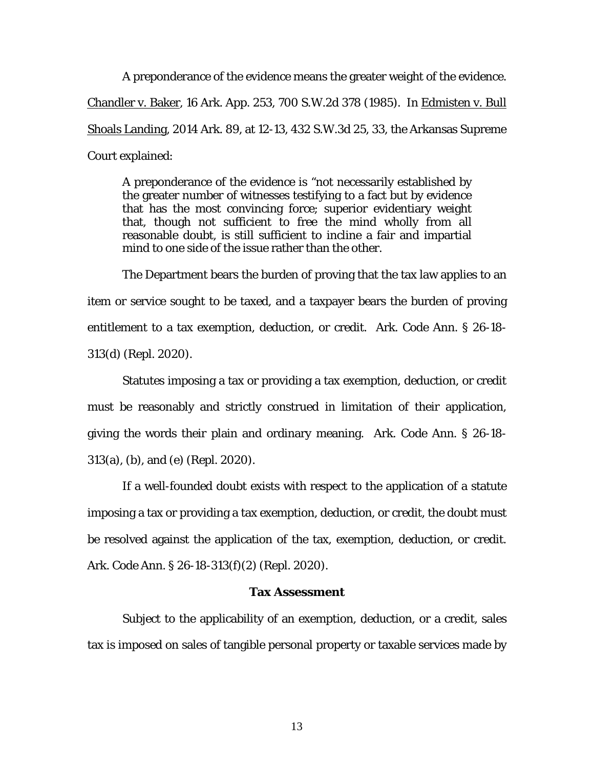A preponderance of the evidence means the greater weight of the evidence. Chandler v. Baker, 16 Ark. App. 253, 700 S.W.2d 378 (1985). In Edmisten v. Bull Shoals Landing, 2014 Ark. 89, at 12-13, 432 S.W.3d 25, 33, the Arkansas Supreme Court explained:

> A preponderance of the evidence is "not necessarily established by the greater number of witnesses testifying to a fact but by evidence that has the most convincing force; superior evidentiary weight that, though not sufficient to free the mind wholly from all reasonable doubt, is still sufficient to incline a fair and impartial mind to one side of the issue rather than the other.

The Department bears the burden of proving that the tax law applies to an item or service sought to be taxed, and a taxpayer bears the burden of proving entitlement to a tax exemption, deduction, or credit. Ark. Code Ann. § 26-18-313(d) (Repl. 2020).

Statutes imposing a tax or providing a tax exemption, deduction, or credit must be reasonably and strictly construed in limitation of their application, giving the words their plain and ordinary meaning. Ark. Code Ann. § 26-18-313(a), (b), and (e) (Repl. 2020).

If a well-founded doubt exists with respect to the application of a statute imposing a tax or providing a tax exemption, deduction, or credit, the doubt must be resolved against the application of the tax, exemption, deduction, or credit. Ark. Code Ann. § 26-18-313(f)(2) (Repl. 2020).

**Tax Assessment**

Subject to the applicability of an exemption, deduction, or a credit, sales tax is imposed on sales of tangible personal property or taxable services made by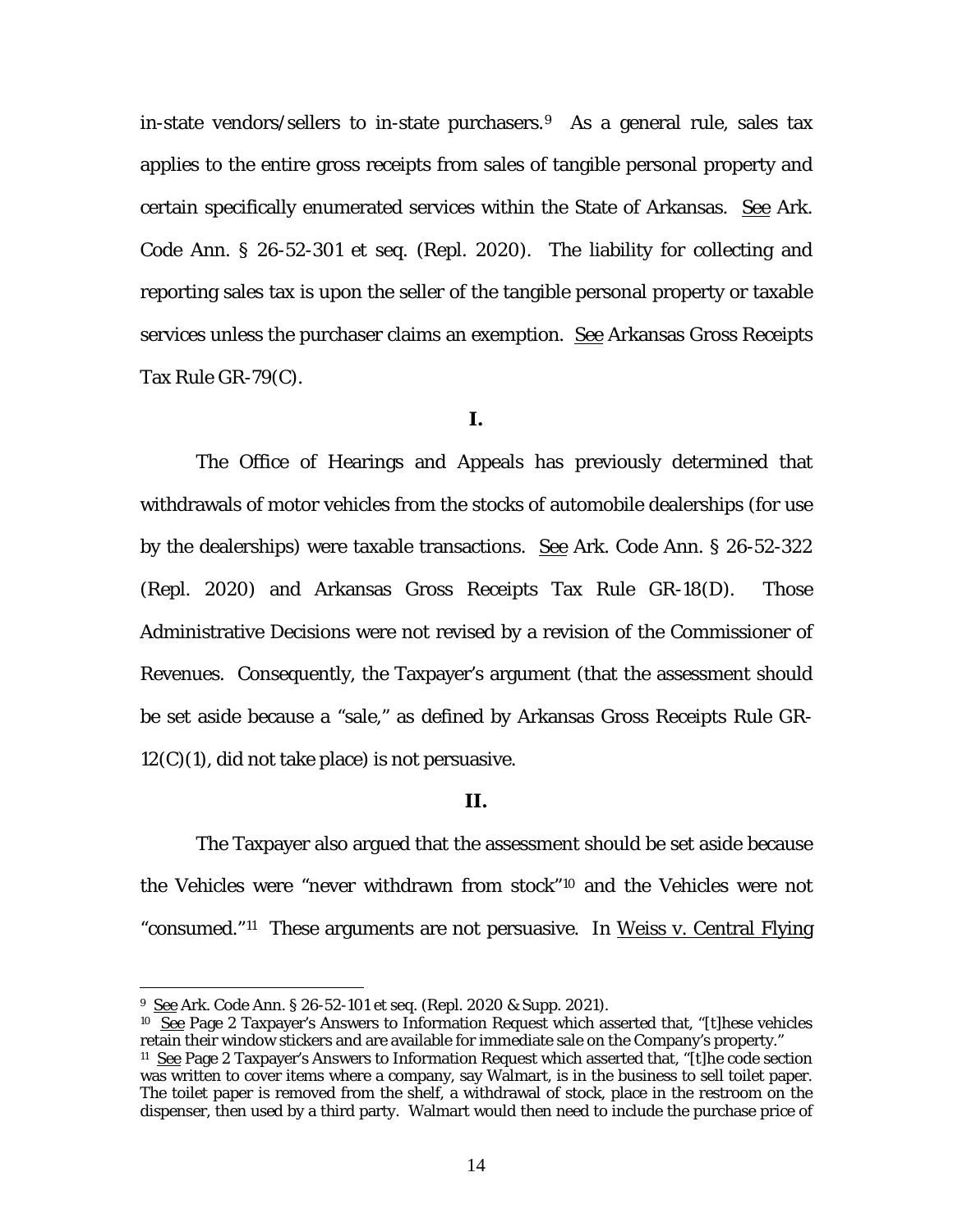in-state vendors/sellers to in-state purchasers.[9] As a general rule, sales tax applies to the entire gross receipts from sales of tangible personal property and certain specifically enumerated services within the State of Arkansas. See Ark. Code Ann. § 26-52-301 et seq. (Repl. 2020). The liability for collecting and reporting sales tax is upon the seller of the tangible personal property or taxable services unless the purchaser claims an exemption. See Arkansas Gross Receipts Tax Rule GR-79(C).

**I.**

The Office of Hearings and Appeals has previously determined that withdrawals of motor vehicles from the stocks of automobile dealerships (for use by the dealerships) were taxable transactions. See Ark. Code Ann. § 26-52-322 (Repl. 2020) and Arkansas Gross Receipts Tax Rule GR-18(D). Those Administrative Decisions were not revised by a revision of the Commissioner of Revenues. Consequently, the Taxpayer's argument (that the assessment should be set aside because a "sale," as defined by Arkansas Gross Receipts Rule GR-12(C)(1), did not take place) is not persuasive.

**II.**

The Taxpayer also argued that the assessment should be set aside because the Vehicles were "never withdrawn from stock"[10] and the Vehicles were not "consumed."[11] These arguments are not persuasive. In Weiss v. Central Flying

---

[9] See Ark. Code Ann. § 26-52-101 et seq. (Repl. 2020 & Supp. 2021).

[10] See Page 2 Taxpayer's Answers to Information Request which asserted that, "[t]hese vehicles retain their window stickers and are available for immediate sale on the Company's property."

[11] See Page 2 Taxpayer's Answers to Information Request which asserted that, "[t]he code section was written to cover items where a company, say Walmart, is in the business to sell toilet paper. The toilet paper is removed from the shelf, a withdrawal of stock, place in the restroom on the dispenser, then used by a third party. Walmart would then need to include the purchase price of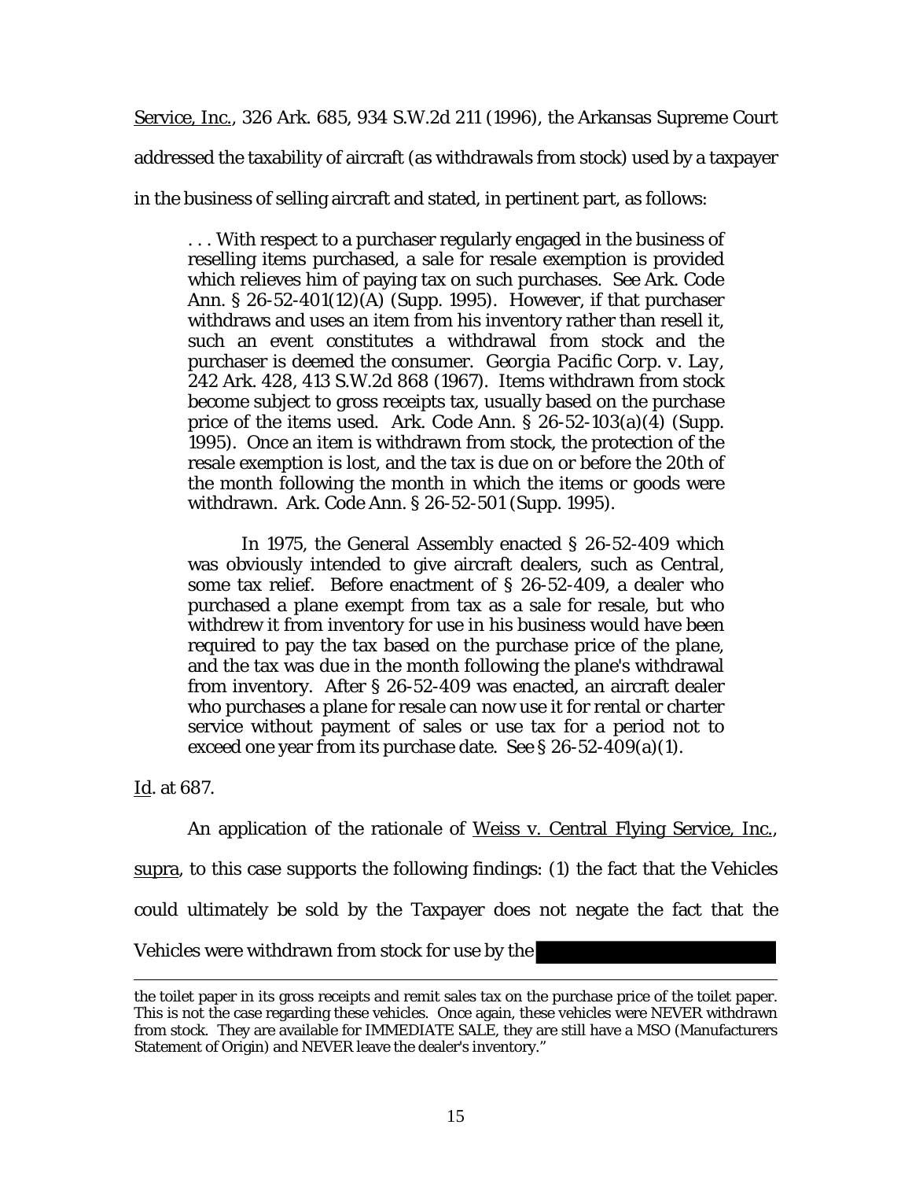Service, Inc., 326 Ark. 685, 934 S.W.2d 211 (1996), the Arkansas Supreme Court addressed the taxability of aircraft (as withdrawals from stock) used by a taxpayer in the business of selling aircraft and stated, in pertinent part, as follows:

> . . . With respect to a purchaser regularly engaged in the business of reselling items purchased, a sale for resale exemption is provided which relieves him of paying tax on such purchases. See Ark. Code Ann. § 26-52-401(12)(A) (Supp. 1995). However, if that purchaser withdraws and uses an item from his inventory rather than resell it, such an event constitutes a withdrawal from stock and the purchaser is deemed the consumer. *Georgia Pacific Corp. v. Lay*, 242 Ark. 428, 413 S.W.2d 868 (1967). Items withdrawn from stock become subject to gross receipts tax, usually based on the purchase price of the items used. Ark. Code Ann. § 26-52-103(a)(4) (Supp. 1995). Once an item is withdrawn from stock, the protection of the resale exemption is lost, and the tax is due on or before the 20th of the month following the month in which the items or goods were withdrawn. Ark. Code Ann. § 26-52-501 (Supp. 1995).
>
> In 1975, the General Assembly enacted § 26-52-409 which was obviously intended to give aircraft dealers, such as Central, some tax relief. Before enactment of § 26-52-409, a dealer who purchased a plane exempt from tax as a sale for resale, but who withdrew it from inventory for use in his business would have been required to pay the tax based on the purchase price of the plane, and the tax was due in the month following the plane's withdrawal from inventory. After § 26-52-409 was enacted, an aircraft dealer who purchases a plane for resale can now use it for rental or charter service without payment of sales or use tax for a period not to exceed one year from its purchase date. See § 26-52-409(a)(1).

Id. at 687.

An application of the rationale of Weiss v. Central Flying Service, Inc., supra, to this case supports the following findings: (1) the fact that the Vehicles could ultimately be sold by the Taxpayer does not negate the fact that the Vehicles were withdrawn from stock for use by the [REDACTED]

---

the toilet paper in its gross receipts and remit sales tax on the purchase price of the toilet paper. This is not the case regarding these vehicles. Once again, these vehicles were NEVER withdrawn from stock. They are available for IMMEDIATE SALE, they are still have a MSO (Manufacturers Statement of Origin) and NEVER leave the dealer's inventory."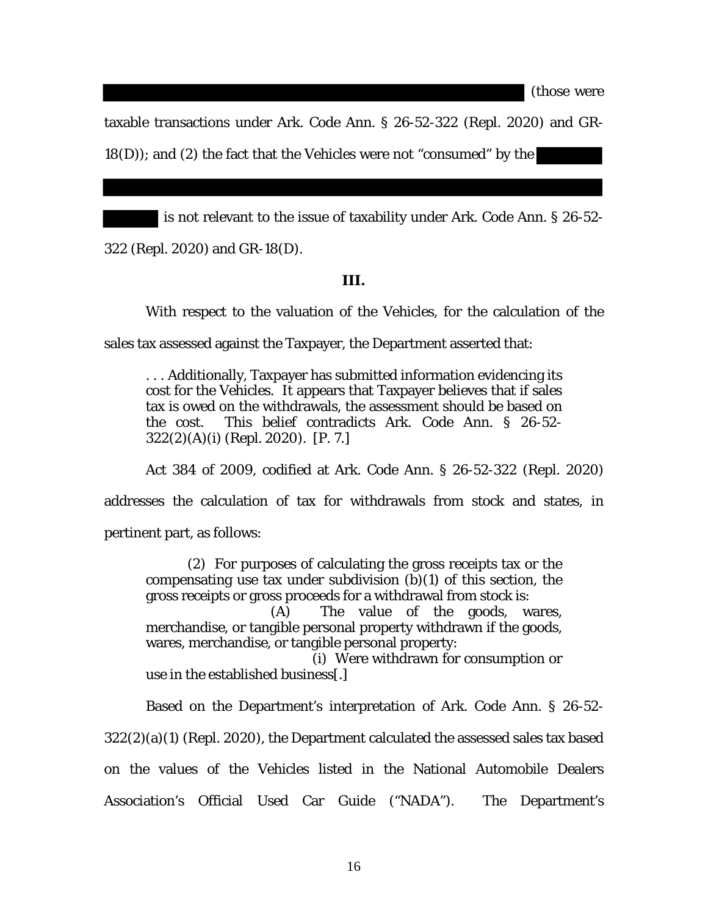(those were taxable transactions under Ark. Code Ann. § 26-52-322 (Repl. 2020) and GR-18(D)); and (2) the fact that the Vehicles were not "consumed" by the is not relevant to the issue of taxability under Ark. Code Ann. § 26-52-322 (Repl. 2020) and GR-18(D).

**III.**

With respect to the valuation of the Vehicles, for the calculation of the sales tax assessed against the Taxpayer, the Department asserted that:

> . . . Additionally, Taxpayer has submitted information evidencing its cost for the Vehicles. It appears that Taxpayer believes that if sales tax is owed on the withdrawals, the assessment should be based on the cost. This belief contradicts Ark. Code Ann. § 26-52-322(2)(A)(i) (Repl. 2020). [P. 7.]

Act 384 of 2009, codified at Ark. Code Ann. § 26-52-322 (Repl. 2020) addresses the calculation of tax for withdrawals from stock and states, in pertinent part, as follows:

> (2) For purposes of calculating the gross receipts tax or the compensating use tax under subdivision (b)(1) of this section, the gross receipts or gross proceeds for a withdrawal from stock is:
>
> (A) The value of the goods, wares, merchandise, or tangible personal property withdrawn if the goods, wares, merchandise, or tangible personal property:
>
> (i) Were withdrawn for consumption or use in the established business[.]

Based on the Department's interpretation of Ark. Code Ann. § 26-52-322(2)(a)(1) (Repl. 2020), the Department calculated the assessed sales tax based on the values of the Vehicles listed in the National Automobile Dealers Association's Official Used Car Guide ("NADA"). The Department's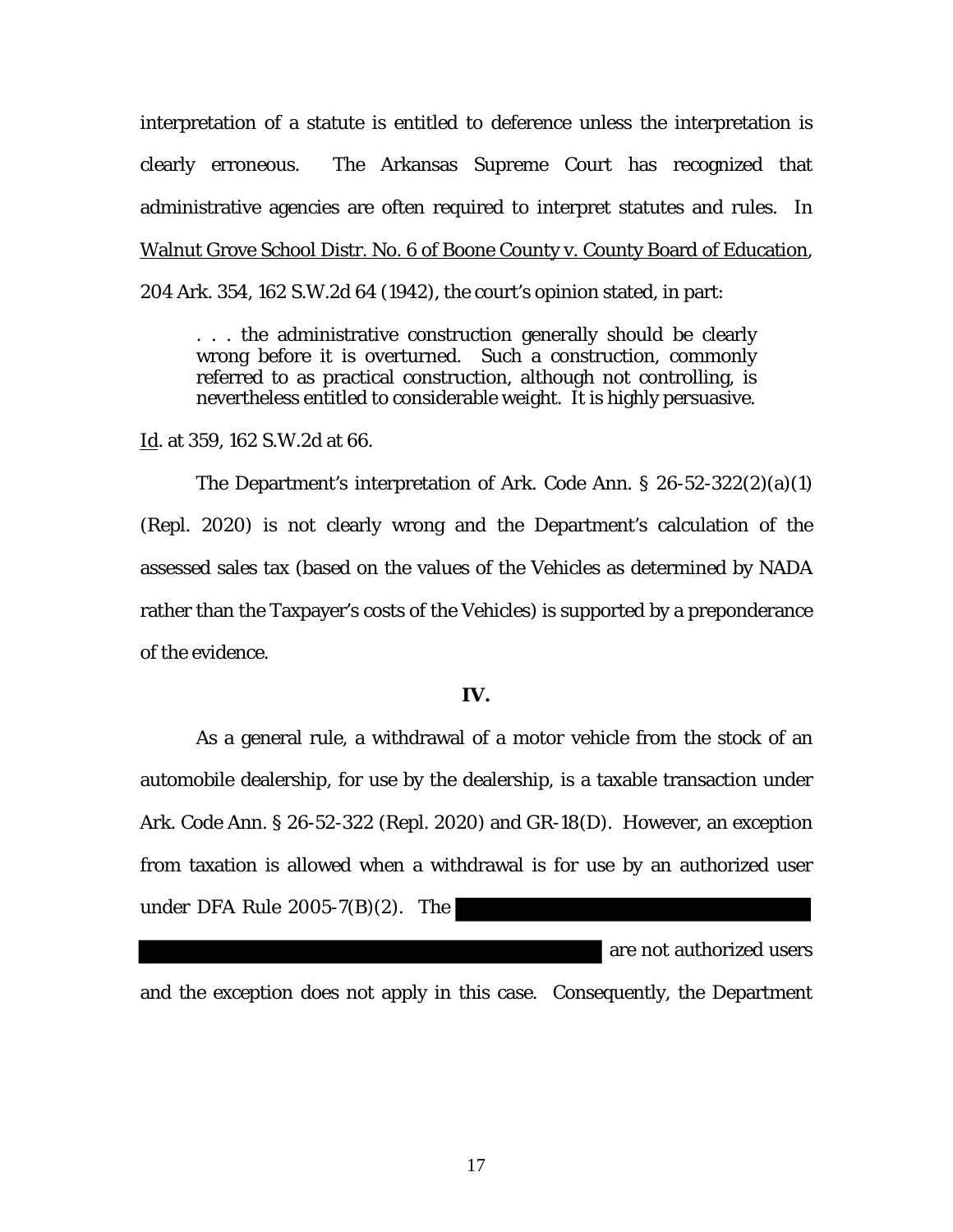interpretation of a statute is entitled to deference unless the interpretation is clearly erroneous. The Arkansas Supreme Court has recognized that administrative agencies are often required to interpret statutes and rules. In Walnut Grove School Distr. No. 6 of Boone County v. County Board of Education, 204 Ark. 354, 162 S.W.2d 64 (1942), the court's opinion stated, in part:

> . . . the administrative construction generally should be clearly wrong before it is overturned. Such a construction, commonly referred to as practical construction, although not controlling, is nevertheless entitled to considerable weight. It is highly persuasive.

Id. at 359, 162 S.W.2d at 66.

The Department's interpretation of Ark. Code Ann. § 26-52-322(2)(a)(1) (Repl. 2020) is not clearly wrong and the Department's calculation of the assessed sales tax (based on the values of the Vehicles as determined by NADA rather than the Taxpayer's costs of the Vehicles) is supported by a preponderance of the evidence.

## IV.

As a general rule, a withdrawal of a motor vehicle from the stock of an automobile dealership, for use by the dealership, is a taxable transaction under Ark. Code Ann. § 26-52-322 (Repl. 2020) and GR-18(D). However, an exception from taxation is allowed when a withdrawal is for use by an authorized user under DFA Rule 2005-7(B)(2). The [REDACTED] are not authorized users and the exception does not apply in this case. Consequently, the Department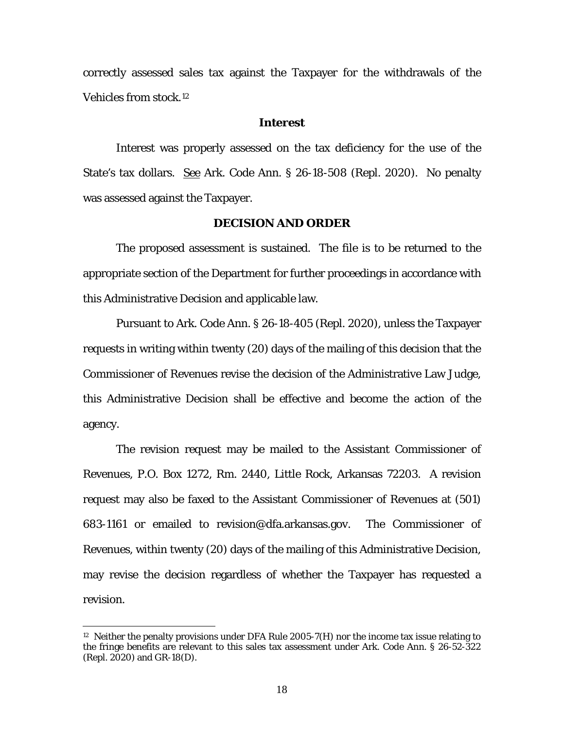correctly assessed sales tax against the Taxpayer for the withdrawals of the Vehicles from stock.[12]

## Interest

Interest was properly assessed on the tax deficiency for the use of the State's tax dollars. See Ark. Code Ann. § 26-18-508 (Repl. 2020). No penalty was assessed against the Taxpayer.

## DECISION AND ORDER

The proposed assessment is sustained. The file is to be returned to the appropriate section of the Department for further proceedings in accordance with this Administrative Decision and applicable law.

Pursuant to Ark. Code Ann. § 26-18-405 (Repl. 2020), unless the Taxpayer requests in writing within twenty (20) days of the mailing of this decision that the Commissioner of Revenues revise the decision of the Administrative Law Judge, this Administrative Decision shall be effective and become the action of the agency.

The revision request may be mailed to the Assistant Commissioner of Revenues, P.O. Box 1272, Rm. 2440, Little Rock, Arkansas 72203. A revision request may also be faxed to the Assistant Commissioner of Revenues at (501) 683-1161 or emailed to revision@dfa.arkansas.gov. The Commissioner of Revenues, within twenty (20) days of the mailing of this Administrative Decision, may revise the decision regardless of whether the Taxpayer has requested a revision.

---

[12] Neither the penalty provisions under DFA Rule 2005-7(H) nor the income tax issue relating to the fringe benefits are relevant to this sales tax assessment under Ark. Code Ann. § 26-52-322 (Repl. 2020) and GR-18(D).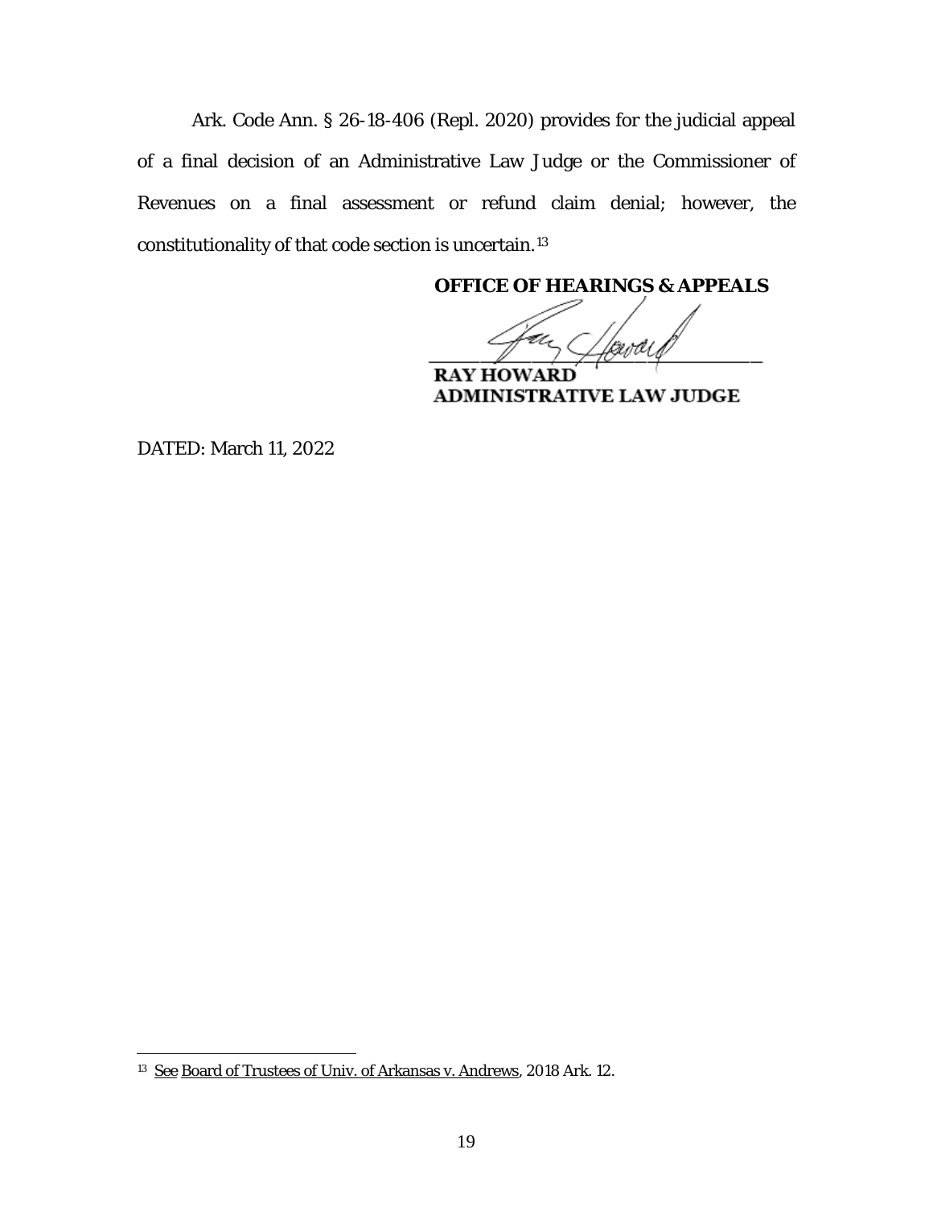Ark. Code Ann. § 26-18-406 (Repl. 2020) provides for the judicial appeal of a final decision of an Administrative Law Judge or the Commissioner of Revenues on a final assessment or refund claim denial; however, the constitutionality of that code section is uncertain.[13]

**OFFICE OF HEARINGS & APPEALS**

**RAY HOWARD**
**ADMINISTRATIVE LAW JUDGE**

DATED: March 11, 2022

---

[13] See Board of Trustees of Univ. of Arkansas v. Andrews, 2018 Ark. 12.